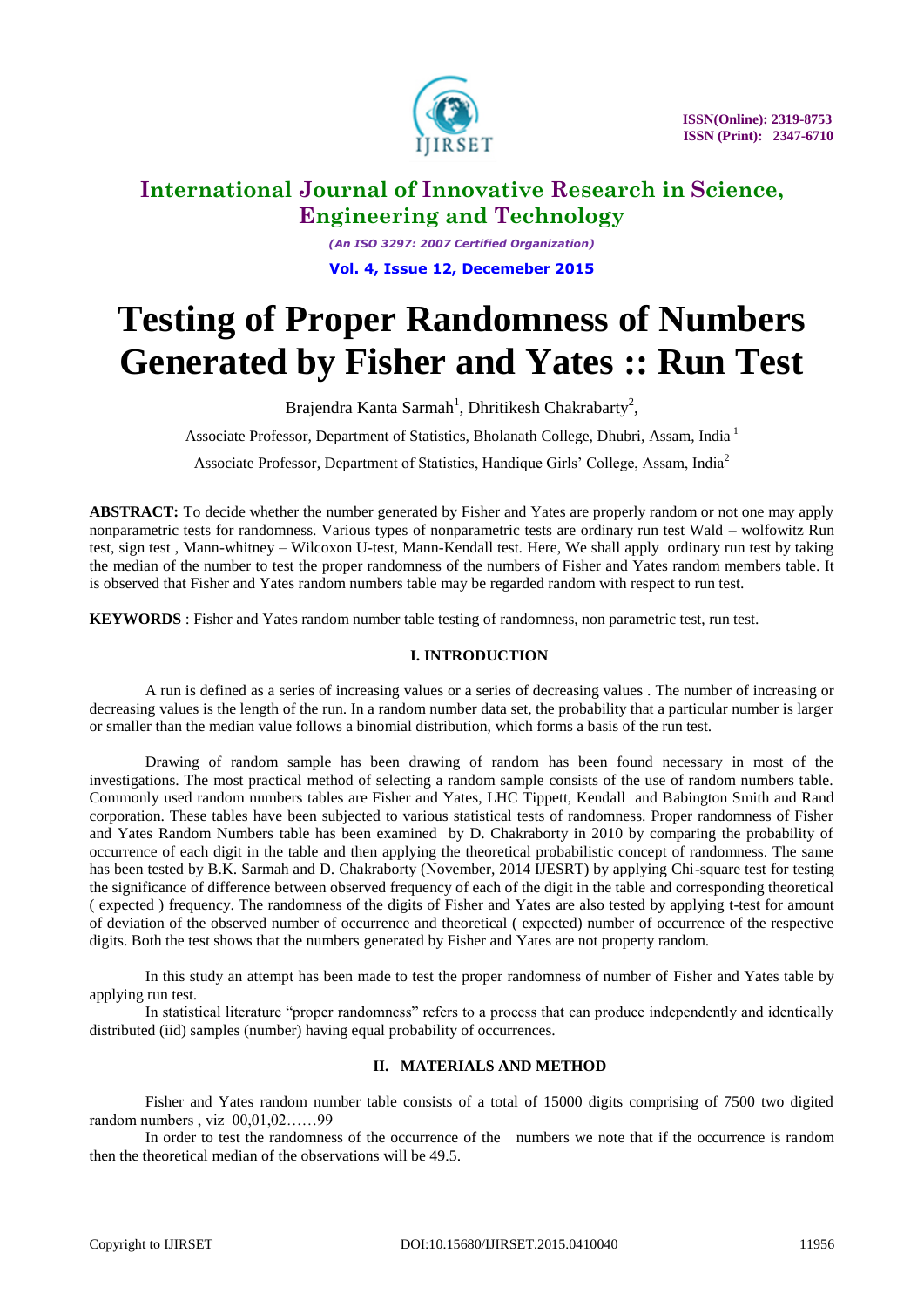# International Journal of Innovative Research in Science, Engineering and Technology

*(An ISO 3297: 2007 Certified Organization)*

**Vol. 4, Issue 12, Decemeber 2015**

# Testing of Proper Randomness of Numbers Generated by Fisher and Yates :: Run Test

Brajendra Kanta Sarmah[1], Dhritikesh Chakrabarty[2],

Associate Professor, Department of Statistics, Bholanath College, Dhubri, Assam, India [1]

Associate Professor, Department of Statistics, Handique Girls' College, Assam, India[2]

**ABSTRACT:** To decide whether the number generated by Fisher and Yates are properly random or not one may apply nonparametric tests for randomness. Various types of nonparametric tests are ordinary run test Wald – wolfowitz Run test, sign test , Mann-whitney – Wilcoxon U-test, Mann-Kendall test. Here, We shall apply ordinary run test by taking the median of the number to test the proper randomness of the numbers of Fisher and Yates random members table. It is observed that Fisher and Yates random numbers table may be regarded random with respect to run test.

**KEYWORDS** : Fisher and Yates random number table testing of randomness, non parametric test, run test.

## I. INTRODUCTION

A run is defined as a series of increasing values or a series of decreasing values . The number of increasing or decreasing values is the length of the run. In a random number data set, the probability that a particular number is larger or smaller than the median value follows a binomial distribution, which forms a basis of the run test.

Drawing of random sample has been drawing of random has been found necessary in most of the investigations. The most practical method of selecting a random sample consists of the use of random numbers table. Commonly used random numbers tables are Fisher and Yates, LHC Tippett, Kendall and Babington Smith and Rand corporation. These tables have been subjected to various statistical tests of randomness. Proper randomness of Fisher and Yates Random Numbers table has been examined by D. Chakraborty in 2010 by comparing the probability of occurrence of each digit in the table and then applying the theoretical probabilistic concept of randomness. The same has been tested by B.K. Sarmah and D. Chakraborty (November, 2014 IJESRT) by applying Chi-square test for testing the significance of difference between observed frequency of each of the digit in the table and corresponding theoretical ( expected ) frequency. The randomness of the digits of Fisher and Yates are also tested by applying t-test for amount of deviation of the observed number of occurrence and theoretical ( expected) number of occurrence of the respective digits. Both the test shows that the numbers generated by Fisher and Yates are not property random.

In this study an attempt has been made to test the proper randomness of number of Fisher and Yates table by applying run test.

In statistical literature "proper randomness" refers to a process that can produce independently and identically distributed (iid) samples (number) having equal probability of occurrences.

## II. MATERIALS AND METHOD

Fisher and Yates random number table consists of a total of 15000 digits comprising of 7500 two digited random numbers , viz 00,01,02……99

In order to test the randomness of the occurrence of the numbers we note that if the occurrence is random then the theoretical median of the observations will be 49.5.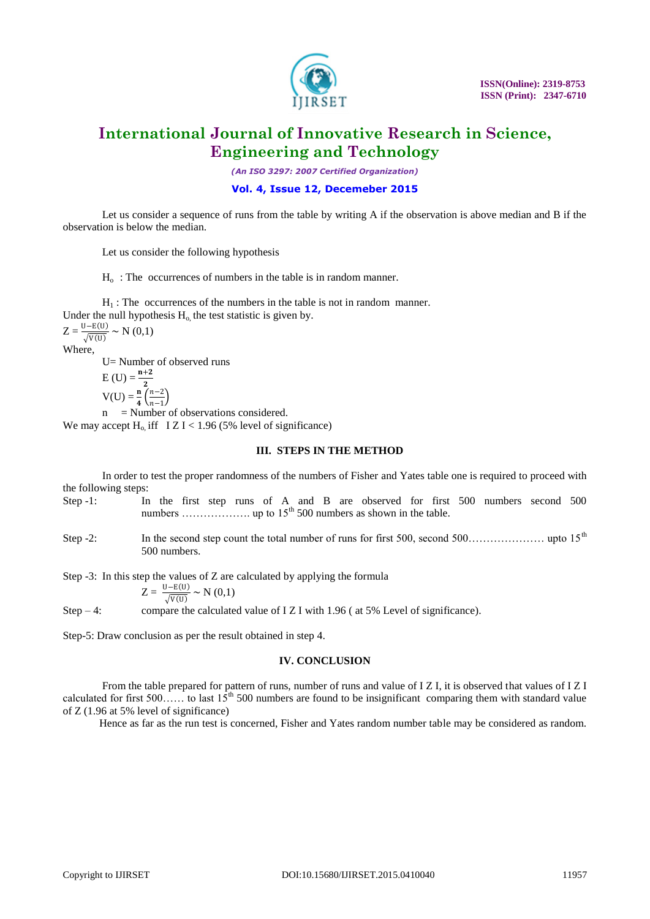Let us consider a sequence of runs from the table by writing A if the observation is above median and B if the observation is below the median.

Let us consider the following hypothesis

$H_o$ : The occurrences of numbers in the table is in random manner.

$H_1$ : The occurrences of the numbers in the table is not in random manner.

Under the null hypothesis $H_{o,}$ the test statistic is given by.

$$Z = \frac{U - E(U)}{\sqrt{V(U)}} \sim N(0,1)$$

Where,

U= Number of observed runs

$$E(U) = \frac{n+2}{2}$$

$$V(U) = \frac{n}{4}\left(\frac{n-2}{n-1}\right)$$

n = Number of observations considered.

We may accept $H_{o,}$ iff I Z I < 1.96 (5% level of significance)

## III. STEPS IN THE METHOD

In order to test the proper randomness of the numbers of Fisher and Yates table one is required to proceed with the following steps:

Step -1: In the first step runs of A and B are observed for first 500 numbers second 500 numbers ………………. up to 15[th] 500 numbers as shown in the table.

Step -2: In the second step count the total number of runs for first 500, second 500………………… upto 15[th] 500 numbers.

Step -3: In this step the values of Z are calculated by applying the formula

$$Z = \frac{U - E(U)}{\sqrt{V(U)}} \sim N(0,1)$$

Step – 4: compare the calculated value of I Z I with 1.96 ( at 5% Level of significance).

Step-5: Draw conclusion as per the result obtained in step 4.

## IV. CONCLUSION

From the table prepared for pattern of runs, number of runs and value of I Z I, it is observed that values of I Z I calculated for first 500…… to last 15[th] 500 numbers are found to be insignificant comparing them with standard value of Z (1.96 at 5% level of significance)

Hence as far as the run test is concerned, Fisher and Yates random number table may be considered as random.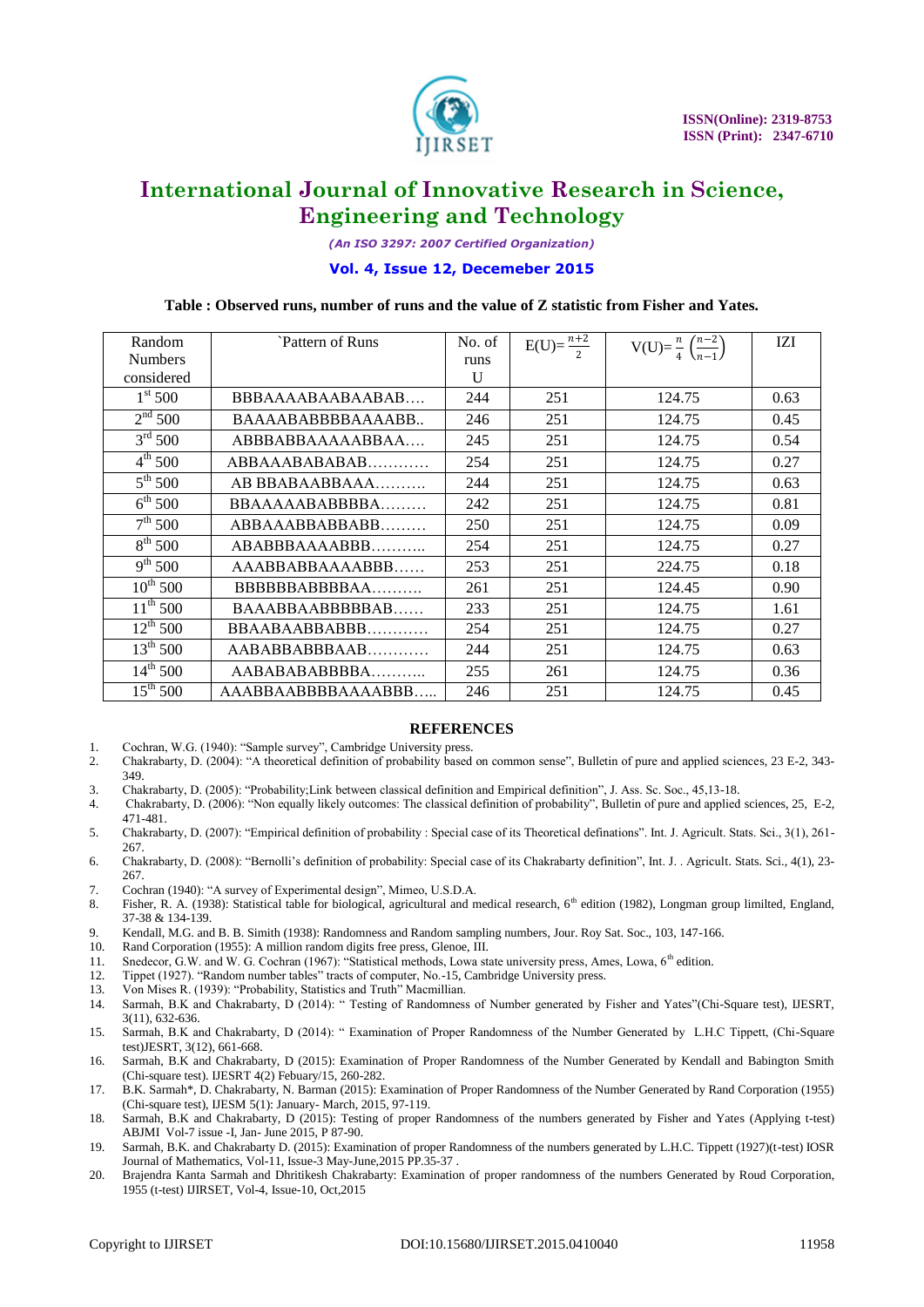**Table : Observed runs, number of runs and the value of Z statistic from Fisher and Yates.**

| Random Numbers considered | `Pattern of Runs | No. of runs U | $E(U)=\frac{n+2}{2}$ | $V(U)=\frac{n}{4}\left(\frac{n-2}{n-1}\right)$ | IZI |
|---|---|---|---|---|---|
| $1^{st}$ 500 | BBBAAAABAABAABAB…. | 244 | 251 | 124.75 | 0.63 |
| $2^{nd}$ 500 | BAAAABABBBBAAAABB.. | 246 | 251 | 124.75 | 0.45 |
| $3^{rd}$ 500 | ABBBABBAAAAABBAA…. | 245 | 251 | 124.75 | 0.54 |
| $4^{th}$ 500 | ABBAAABABABAB………… | 254 | 251 | 124.75 | 0.27 |
| $5^{th}$ 500 | AB BBABAABBAAA………. | 244 | 251 | 124.75 | 0.63 |
| $6^{th}$ 500 | BBAAAAABABBBBA……… | 242 | 251 | 124.75 | 0.81 |
| $7^{th}$ 500 | ABBAAABBABBABB……… | 250 | 251 | 124.75 | 0.09 |
| $8^{th}$ 500 | ABABBBAAAABBB……….. | 254 | 251 | 124.75 | 0.27 |
| $9^{th}$ 500 | AAABBABBAAAABBB…… | 253 | 251 | 224.75 | 0.18 |
| $10^{th}$ 500 | BBBBBBABBBBAA………. | 261 | 251 | 124.45 | 0.90 |
| $11^{th}$ 500 | BAAABBAABBBBBAB…… | 233 | 251 | 124.75 | 1.61 |
| $12^{th}$ 500 | BBAABAABBABBB………… | 254 | 251 | 124.75 | 0.27 |
| $13^{th}$ 500 | AABABBABBBAAB………… | 244 | 251 | 124.75 | 0.63 |
| $14^{th}$ 500 | AABABABABBBBA……….. | 255 | 261 | 124.75 | 0.36 |
| $15^{th}$ 500 | AAABBAABBBBAAAABBB….. | 246 | 251 | 124.75 | 0.45 |

## REFERENCES

1. Cochran, W.G. (1940): "Sample survey", Cambridge University press.
2. Chakrabarty, D. (2004): "A theoretical definition of probability based on common sense", Bulletin of pure and applied sciences, 23 E-2, 343-349.
3. Chakrabarty, D. (2005): "Probability;Link between classical definition and Empirical definition", J. Ass. Sc. Soc., 45,13-18.
4. Chakrabarty, D. (2006): "Non equally likely outcomes: The classical definition of probability", Bulletin of pure and applied sciences, 25, E-2, 471-481.
5. Chakrabarty, D. (2007): "Empirical definition of probability : Special case of its Theoretical definations". Int. J. Agricult. Stats. Sci., 3(1), 261-267.
6. Chakrabarty, D. (2008): "Bernolli's definition of probability: Special case of its Chakrabarty definition", Int. J. . Agricult. Stats. Sci., 4(1), 23-267.
7. Cochran (1940): "A survey of Experimental design", Mimeo, U.S.D.A.
8. Fisher, R. A. (1938): Statistical table for biological, agricultural and medical research, 6th edition (1982), Longman group limilted, England, 37-38 & 134-139.
9. Kendall, M.G. and B. B. Simith (1938): Randomness and Random sampling numbers, Jour. Roy Sat. Soc., 103, 147-166.
10. Rand Corporation (1955): A million random digits free press, Glenoe, III.
11. Snedecor, G.W. and W. G. Cochran (1967): "Statistical methods, Lowa state university press, Ames, Lowa, 6th edition.
12. Tippet (1927). "Random number tables" tracts of computer, No.-15, Cambridge University press.
13. Von Mises R. (1939): "Probability, Statistics and Truth" Macmillian.
14. Sarmah, B.K and Chakrabarty, D (2014): " Testing of Randomness of Number generated by Fisher and Yates"(Chi-Square test), IJESRT, 3(11), 632-636.
15. Sarmah, B.K and Chakrabarty, D (2014): " Examination of Proper Randomness of the Number Generated by L.H.C Tippett, (Chi-Square test)JESRT, 3(12), 661-668.
16. Sarmah, B.K and Chakrabarty, D (2015): Examination of Proper Randomness of the Number Generated by Kendall and Babington Smith (Chi-square test). IJESRT 4(2) Febuary/15, 260-282.
17. B.K. Sarmah*, D. Chakrabarty, N. Barman (2015): Examination of Proper Randomness of the Number Generated by Rand Corporation (1955) (Chi-square test), IJESM 5(1): January- March, 2015, 97-119.
18. Sarmah, B.K and Chakrabarty, D (2015): Testing of proper Randomness of the numbers generated by Fisher and Yates (Applying t-test) ABJMI Vol-7 issue -I, Jan- June 2015, P 87-90.
19. Sarmah, B.K. and Chakrabarty D. (2015): Examination of proper Randomness of the numbers generated by L.H.C. Tippett (1927)(t-test) IOSR Journal of Mathematics, Vol-11, Issue-3 May-June,2015 PP.35-37 .
20. Brajendra Kanta Sarmah and Dhritikesh Chakrabarty: Examination of proper randomness of the numbers Generated by Roud Corporation, 1955 (t-test) IJIRSET, Vol-4, Issue-10, Oct,2015